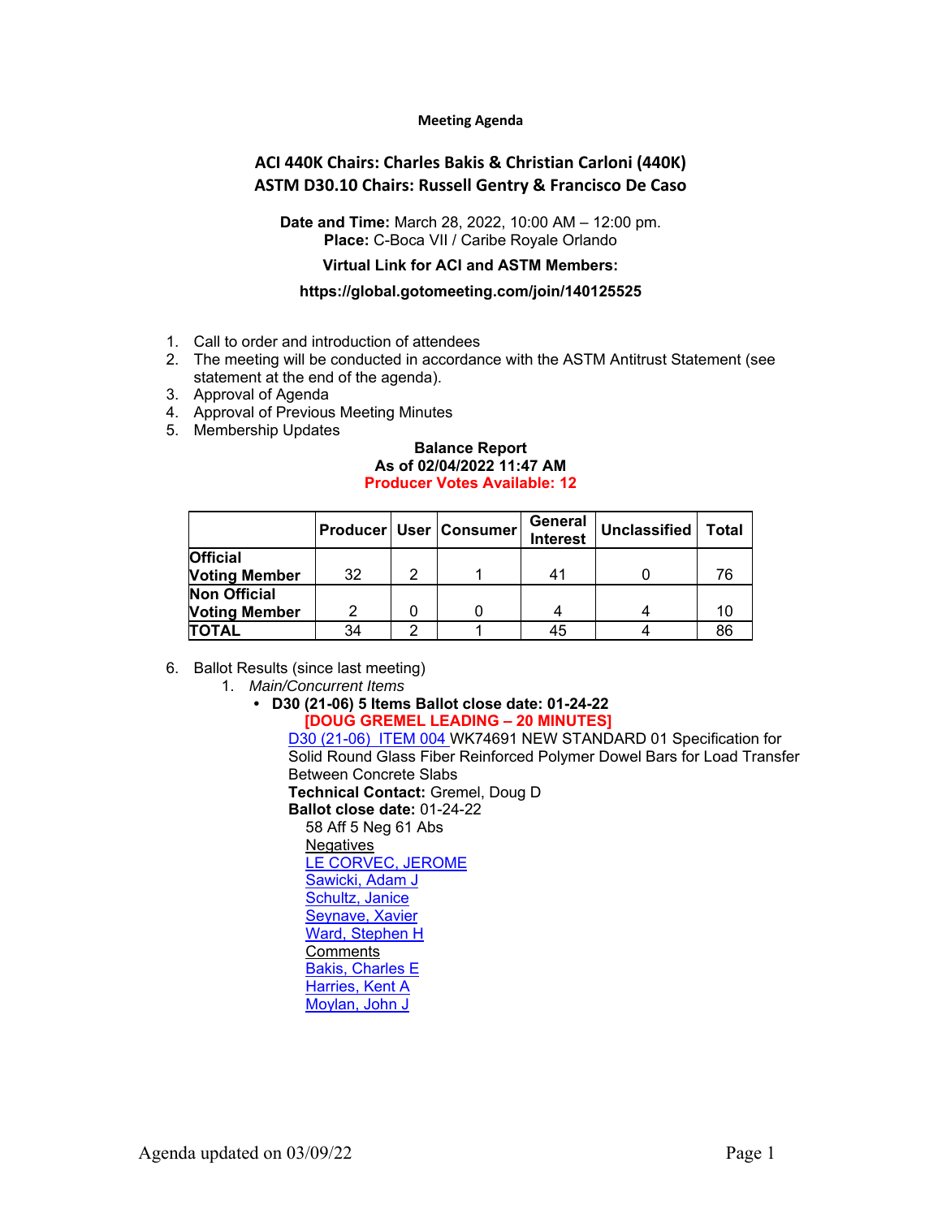**Meeting Agenda**

## ACI 440K Chairs: Charles Bakis & Christian Carloni (440K)
## ASTM D30.10 Chairs: Russell Gentry & Francisco De Caso

**Date and Time:** March 28, 2022, 10:00 AM – 12:00 pm.
**Place:** C-Boca VII / Caribe Royale Orlando

**Virtual Link for ACI and ASTM Members:**

**https://global.gotomeeting.com/join/140125525**

1. Call to order and introduction of attendees
2. The meeting will be conducted in accordance with the ASTM Antitrust Statement (see statement at the end of the agenda).
3. Approval of Agenda
4. Approval of Previous Meeting Minutes
5. Membership Updates

**Balance Report**
**As of 02/04/2022 11:47 AM**
**Producer Votes Available: 12**

| | Producer | User | Consumer | General Interest | Unclassified | Total |
|---|---|---|---|---|---|---|
| **Official Voting Member** | 32 | 2 | 1 | 41 | 0 | 76 |
| **Non Official Voting Member** | 2 | 0 | 0 | 4 | 4 | 10 |
| **TOTAL** | 34 | 2 | 1 | 45 | 4 | 86 |

6. Ballot Results (since last meeting)
   1. *Main/Concurrent Items*
      - **D30 (21-06) 5 Items Ballot close date: 01-24-22**
        **[DOUG GREMEL LEADING – 20 MINUTES]**

        D30 (21-06) ITEM 004 WK74691 NEW STANDARD 01 Specification for Solid Round Glass Fiber Reinforced Polymer Dowel Bars for Load Transfer Between Concrete Slabs
        **Technical Contact:** Gremel, Doug D
        **Ballot close date:** 01-24-22
        58 Aff 5 Neg 61 Abs
        Negatives
        LE CORVEC, JEROME
        Sawicki, Adam J
        Schultz, Janice
        Seynave, Xavier
        Ward, Stephen H
        Comments
        Bakis, Charles E
        Harries, Kent A
        Moylan, John J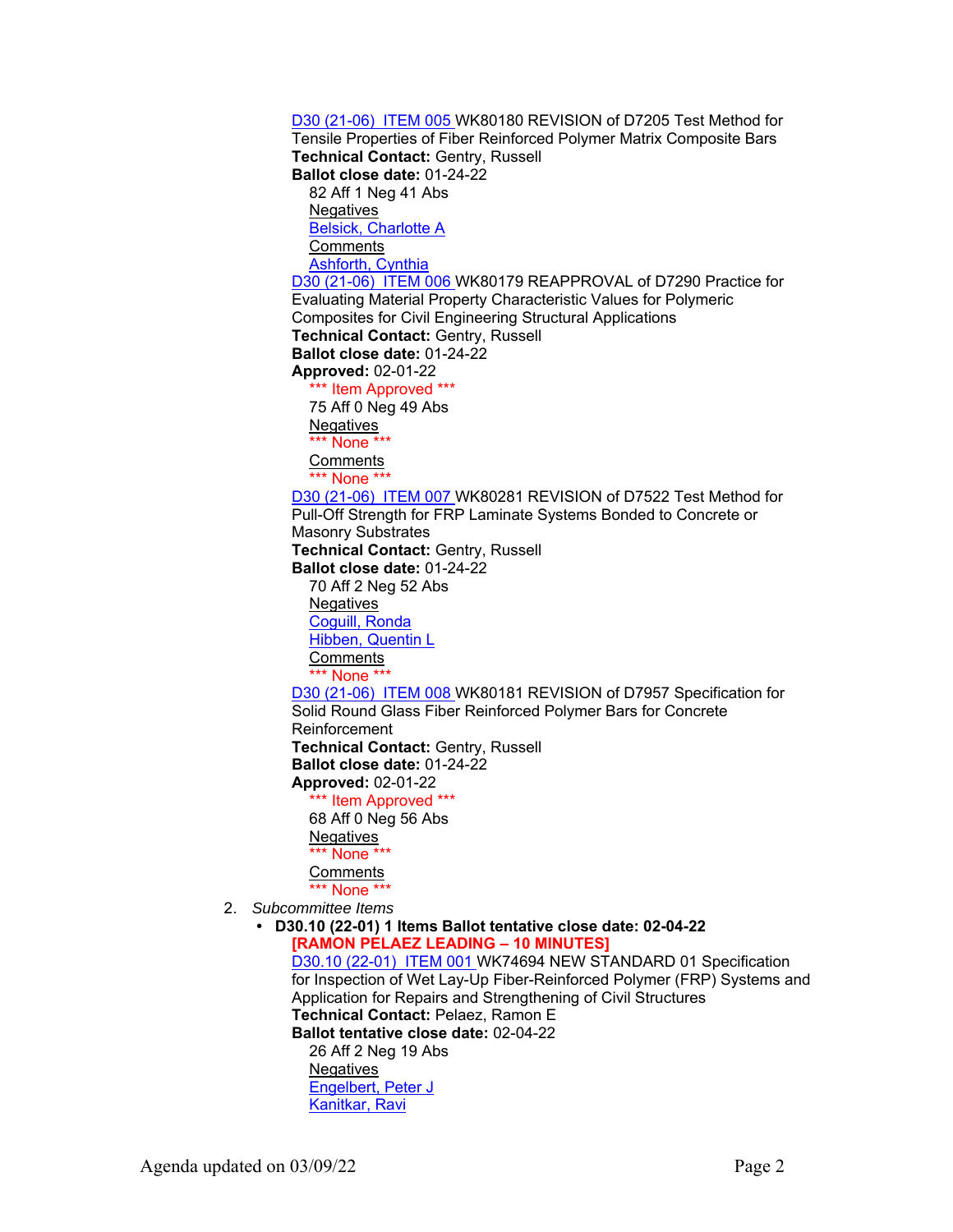D30 (21-06) ITEM 005 WK80180 REVISION of D7205 Test Method for Tensile Properties of Fiber Reinforced Polymer Matrix Composite Bars
**Technical Contact:** Gentry, Russell
**Ballot close date:** 01-24-22

82 Aff 1 Neg 41 Abs
Negatives
Belsick, Charlotte A
Comments
Ashforth, Cynthia

D30 (21-06) ITEM 006 WK80179 REAPPROVAL of D7290 Practice for Evaluating Material Property Characteristic Values for Polymeric Composites for Civil Engineering Structural Applications
**Technical Contact:** Gentry, Russell
**Ballot close date:** 01-24-22
**Approved:** 02-01-22

*** Item Approved ***
75 Aff 0 Neg 49 Abs
Negatives
*** None ***
Comments
*** None ***

D30 (21-06) ITEM 007 WK80281 REVISION of D7522 Test Method for Pull-Off Strength for FRP Laminate Systems Bonded to Concrete or Masonry Substrates
**Technical Contact:** Gentry, Russell
**Ballot close date:** 01-24-22

70 Aff 2 Neg 52 Abs
Negatives
Coguill, Ronda
Hibben, Quentin L
Comments
*** None ***

D30 (21-06) ITEM 008 WK80181 REVISION of D7957 Specification for Solid Round Glass Fiber Reinforced Polymer Bars for Concrete Reinforcement
**Technical Contact:** Gentry, Russell
**Ballot close date:** 01-24-22
**Approved:** 02-01-22

*** Item Approved ***
68 Aff 0 Neg 56 Abs
Negatives
*** None ***
Comments
*** None ***

2. *Subcommittee Items*
   - **D30.10 (22-01) 1 Items Ballot tentative close date: 02-04-22**
     **[RAMON PELAEZ LEADING – 10 MINUTES]**
     D30.10 (22-01) ITEM 001 WK74694 NEW STANDARD 01 Specification for Inspection of Wet Lay-Up Fiber-Reinforced Polymer (FRP) Systems and Application for Repairs and Strengthening of Civil Structures
     **Technical Contact:** Pelaez, Ramon E
     **Ballot tentative close date:** 02-04-22

     26 Aff 2 Neg 19 Abs
     Negatives
     Engelbert, Peter J
     Kanitkar, Ravi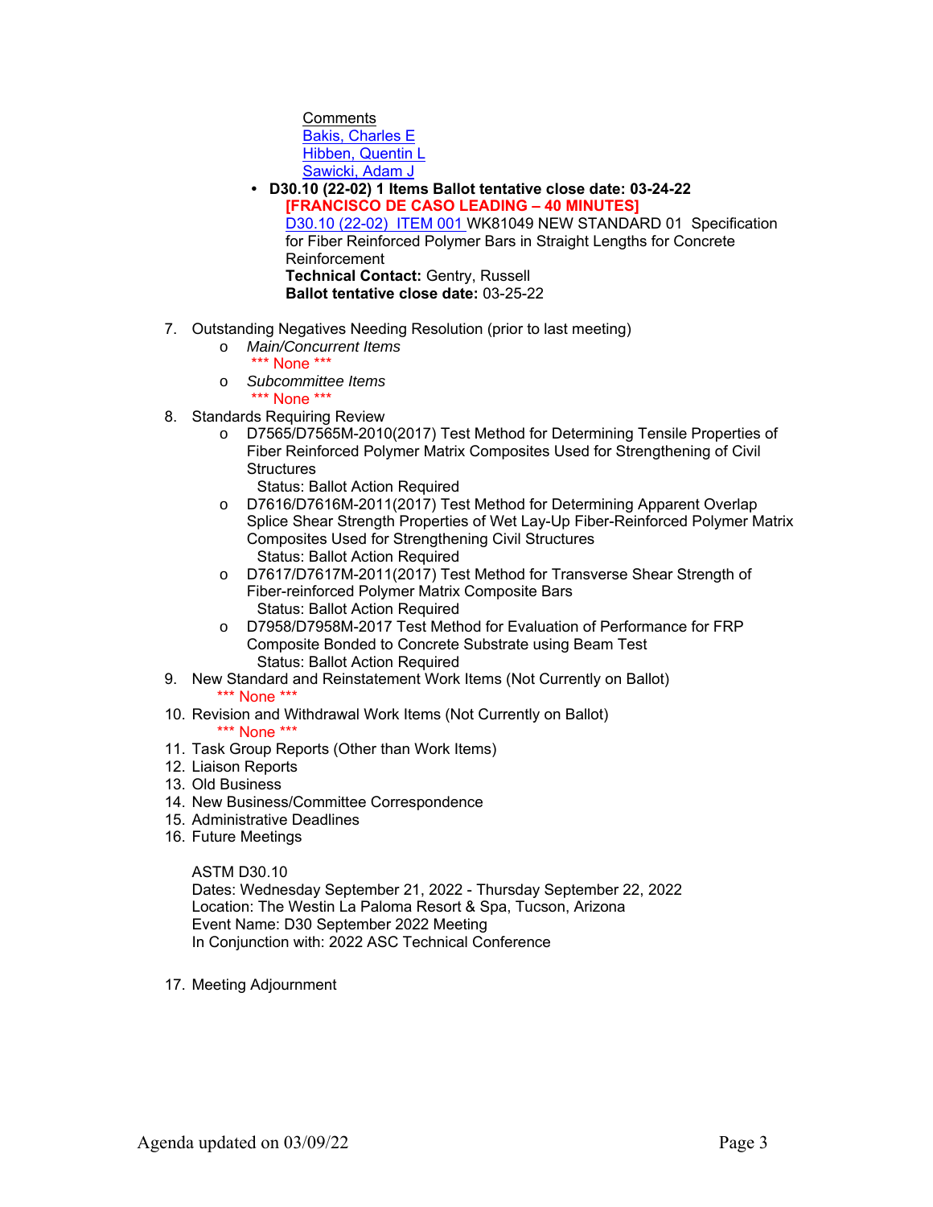Comments
Bakis, Charles E
Hibben, Quentin L
Sawicki, Adam J

- **D30.10 (22-02) 1 Items Ballot tentative close date: 03-24-22**
  **[FRANCISCO DE CASO LEADING – 40 MINUTES]**
  D30.10 (22-02) ITEM 001 WK81049 NEW STANDARD 01 Specification for Fiber Reinforced Polymer Bars in Straight Lengths for Concrete Reinforcement
  **Technical Contact:** Gentry, Russell
  **Ballot tentative close date:** 03-25-22

7. Outstanding Negatives Needing Resolution (prior to last meeting)
   - *Main/Concurrent Items*
     *** None ***
   - *Subcommittee Items*
     *** None ***
8. Standards Requiring Review
   - D7565/D7565M-2010(2017) Test Method for Determining Tensile Properties of Fiber Reinforced Polymer Matrix Composites Used for Strengthening of Civil Structures
     Status: Ballot Action Required
   - D7616/D7616M-2011(2017) Test Method for Determining Apparent Overlap Splice Shear Strength Properties of Wet Lay-Up Fiber-Reinforced Polymer Matrix Composites Used for Strengthening Civil Structures
     Status: Ballot Action Required
   - D7617/D7617M-2011(2017) Test Method for Transverse Shear Strength of Fiber-reinforced Polymer Matrix Composite Bars
     Status: Ballot Action Required
   - D7958/D7958M-2017 Test Method for Evaluation of Performance for FRP Composite Bonded to Concrete Substrate using Beam Test
     Status: Ballot Action Required
9. New Standard and Reinstatement Work Items (Not Currently on Ballot)
   *** None ***
10. Revision and Withdrawal Work Items (Not Currently on Ballot)
    *** None ***
11. Task Group Reports (Other than Work Items)
12. Liaison Reports
13. Old Business
14. New Business/Committee Correspondence
15. Administrative Deadlines
16. Future Meetings

    ASTM D30.10
    Dates: Wednesday September 21, 2022 - Thursday September 22, 2022
    Location: The Westin La Paloma Resort & Spa, Tucson, Arizona
    Event Name: D30 September 2022 Meeting
    In Conjunction with: 2022 ASC Technical Conference

17. Meeting Adjournment

Agenda updated on 03/09/22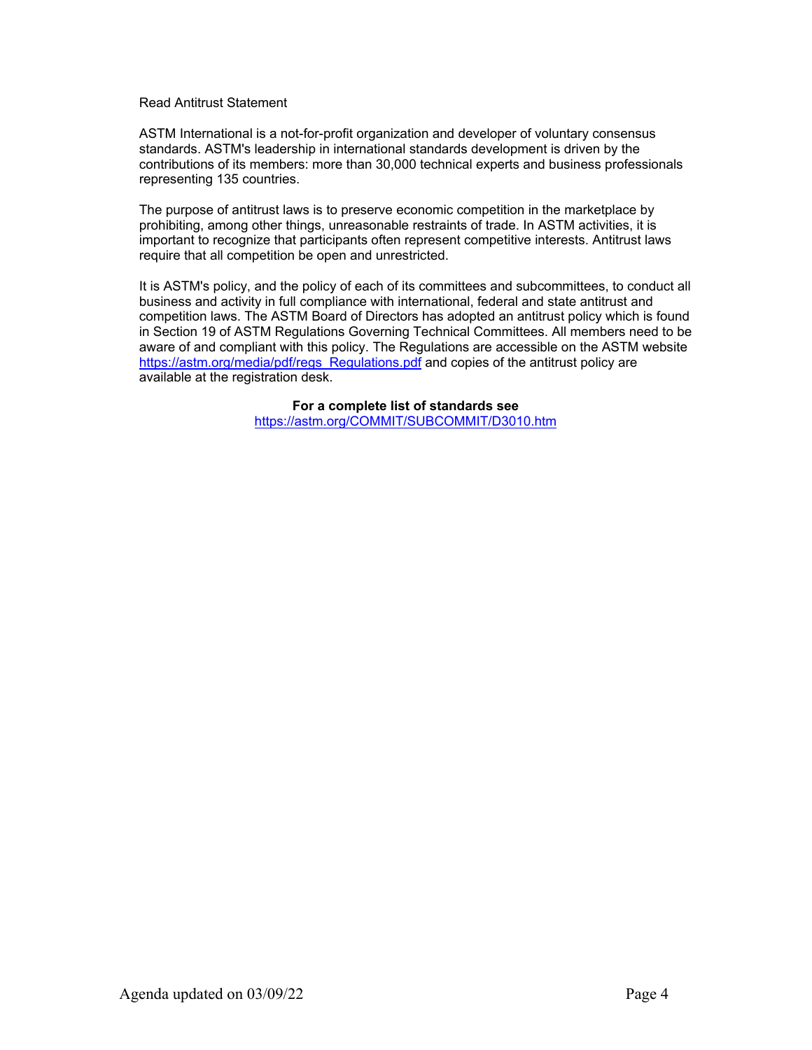Read Antitrust Statement

ASTM International is a not-for-profit organization and developer of voluntary consensus standards. ASTM's leadership in international standards development is driven by the contributions of its members: more than 30,000 technical experts and business professionals representing 135 countries.

The purpose of antitrust laws is to preserve economic competition in the marketplace by prohibiting, among other things, unreasonable restraints of trade. In ASTM activities, it is important to recognize that participants often represent competitive interests. Antitrust laws require that all competition be open and unrestricted.

It is ASTM's policy, and the policy of each of its committees and subcommittees, to conduct all business and activity in full compliance with international, federal and state antitrust and competition laws. The ASTM Board of Directors has adopted an antitrust policy which is found in Section 19 of ASTM Regulations Governing Technical Committees. All members need to be aware of and compliant with this policy. The Regulations are accessible on the ASTM website https://astm.org/media/pdf/regs_Regulations.pdf and copies of the antitrust policy are available at the registration desk.

**For a complete list of standards see**
https://astm.org/COMMIT/SUBCOMMIT/D3010.htm